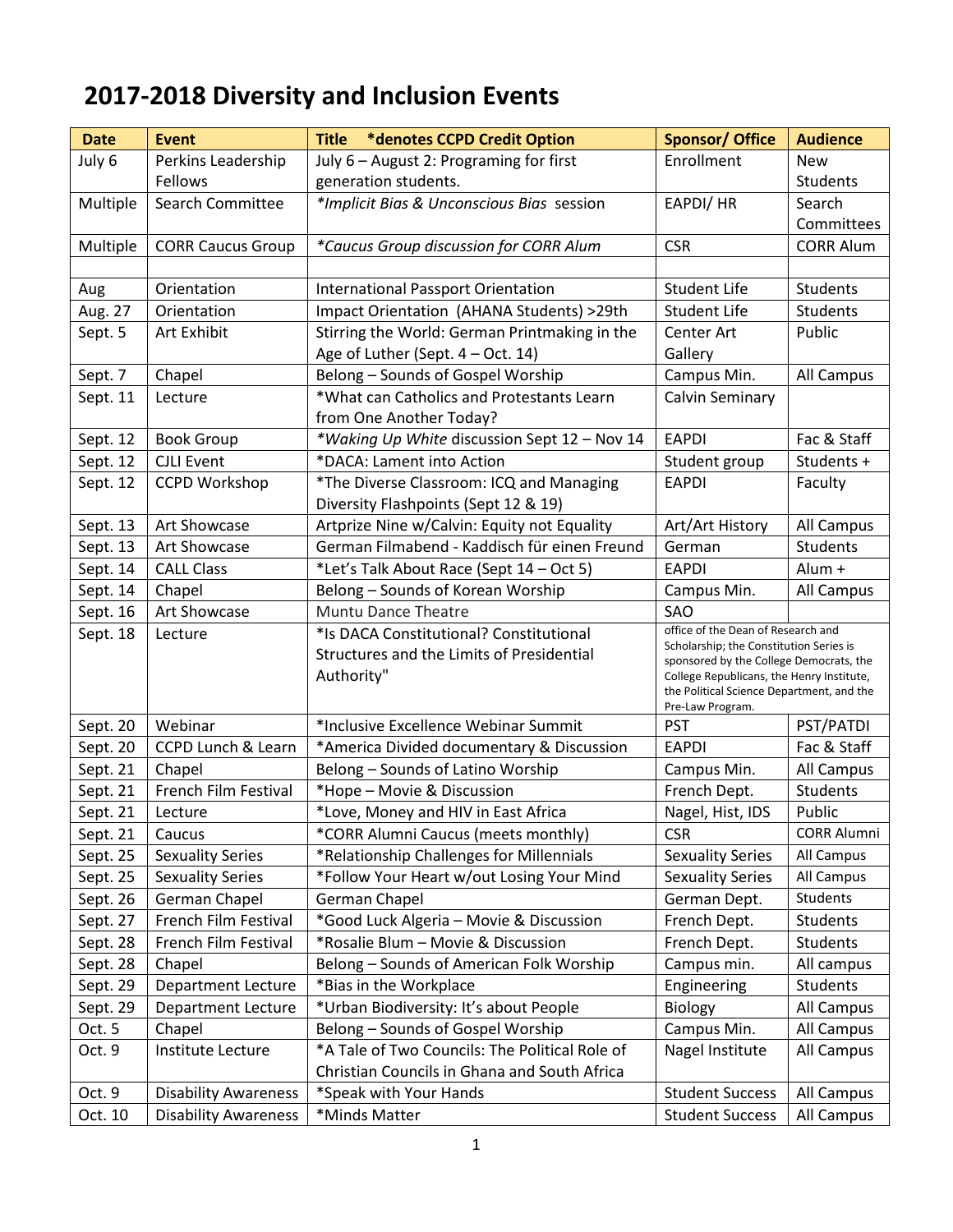# 2017-2018 Diversity and Inclusion Events

| Date | Event | Title *denotes CCPD Credit Option | Sponsor/ Office | Audience |
|---|---|---|---|---|
| July 6 | Perkins Leadership Fellows | July 6 – August 2: Programing for first generation students. | Enrollment | New Students |
| Multiple | Search Committee | *\*Implicit Bias & Unconscious Bias* session | EAPDI/ HR | Search Committees |
| Multiple | CORR Caucus Group | *\*Caucus Group discussion for CORR Alum* | CSR | CORR Alum |
| | | | | |
| Aug | Orientation | International Passport Orientation | Student Life | Students |
| Aug. 27 | Orientation | Impact Orientation (AHANA Students) >29th | Student Life | Students |
| Sept. 5 | Art Exhibit | Stirring the World: German Printmaking in the Age of Luther (Sept. 4 – Oct. 14) | Center Art Gallery | Public |
| Sept. 7 | Chapel | Belong – Sounds of Gospel Worship | Campus Min. | All Campus |
| Sept. 11 | Lecture | *What can Catholics and Protestants Learn from One Another Today? | Calvin Seminary | |
| Sept. 12 | Book Group | *\*Waking Up White* discussion Sept 12 – Nov 14 | EAPDI | Fac & Staff |
| Sept. 12 | CJLI Event | *DACA: Lament into Action | Student group | Students + |
| Sept. 12 | CCPD Workshop | *The Diverse Classroom: ICQ and Managing Diversity Flashpoints (Sept 12 & 19) | EAPDI | Faculty |
| Sept. 13 | Art Showcase | Artprize Nine w/Calvin: Equity not Equality | Art/Art History | All Campus |
| Sept. 13 | Art Showcase | German Filmabend - Kaddisch für einen Freund | German | Students |
| Sept. 14 | CALL Class | *Let's Talk About Race (Sept 14 – Oct 5) | EAPDI | Alum + |
| Sept. 14 | Chapel | Belong – Sounds of Korean Worship | Campus Min. | All Campus |
| Sept. 16 | Art Showcase | Muntu Dance Theatre | SAO | |
| Sept. 18 | Lecture | *Is DACA Constitutional? Constitutional Structures and the Limits of Presidential Authority" | office of the Dean of Research and Scholarship; the Constitution Series is sponsored by the College Democrats, the College Republicans, the Henry Institute, the Political Science Department, and the Pre-Law Program. | |
| Sept. 20 | Webinar | *Inclusive Excellence Webinar Summit | PST | PST/PATDI |
| Sept. 20 | CCPD Lunch & Learn | *America Divided documentary & Discussion | EAPDI | Fac & Staff |
| Sept. 21 | Chapel | Belong – Sounds of Latino Worship | Campus Min. | All Campus |
| Sept. 21 | French Film Festival | *Hope – Movie & Discussion | French Dept. | Students |
| Sept. 21 | Lecture | *Love, Money and HIV in East Africa | Nagel, Hist, IDS | Public |
| Sept. 21 | Caucus | *CORR Alumni Caucus (meets monthly) | CSR | CORR Alumni |
| Sept. 25 | Sexuality Series | *Relationship Challenges for Millennials | Sexuality Series | All Campus |
| Sept. 25 | Sexuality Series | *Follow Your Heart w/out Losing Your Mind | Sexuality Series | All Campus |
| Sept. 26 | German Chapel | German Chapel | German Dept. | Students |
| Sept. 27 | French Film Festival | *Good Luck Algeria – Movie & Discussion | French Dept. | Students |
| Sept. 28 | French Film Festival | *Rosalie Blum – Movie & Discussion | French Dept. | Students |
| Sept. 28 | Chapel | Belong – Sounds of American Folk Worship | Campus min. | All campus |
| Sept. 29 | Department Lecture | *Bias in the Workplace | Engineering | Students |
| Sept. 29 | Department Lecture | *Urban Biodiversity: It's about People | Biology | All Campus |
| Oct. 5 | Chapel | Belong – Sounds of Gospel Worship | Campus Min. | All Campus |
| Oct. 9 | Institute Lecture | *A Tale of Two Councils: The Political Role of Christian Councils in Ghana and South Africa | Nagel Institute | All Campus |
| Oct. 9 | Disability Awareness | *Speak with Your Hands | Student Success | All Campus |
| Oct. 10 | Disability Awareness | *Minds Matter | Student Success | All Campus |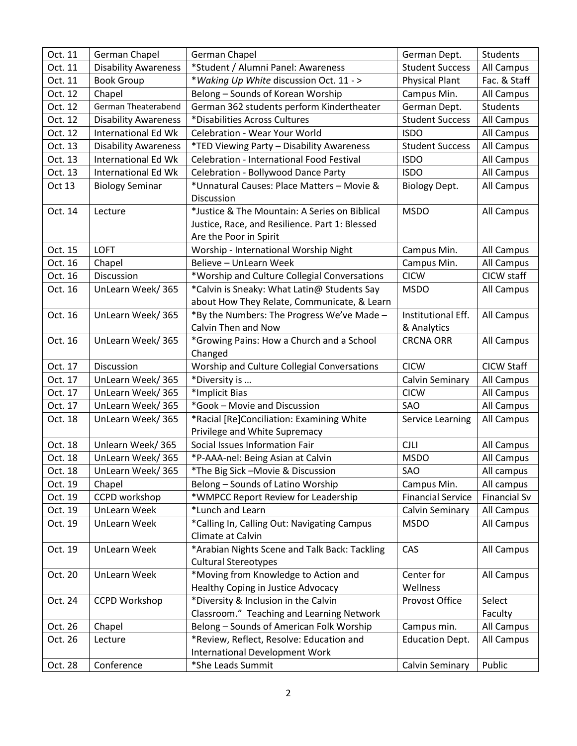| Oct. 11 | German Chapel | German Chapel | German Dept. | Students |
|---|---|---|---|---|
| Oct. 11 | Disability Awareness | *Student / Alumni Panel: Awareness | Student Success | All Campus |
| Oct. 11 | Book Group | **Waking Up White* discussion Oct. 11 - > | Physical Plant | Fac. & Staff |
| Oct. 12 | Chapel | Belong – Sounds of Korean Worship | Campus Min. | All Campus |
| Oct. 12 | German Theaterabend | German 362 students perform Kindertheater | German Dept. | Students |
| Oct. 12 | Disability Awareness | *Disabilities Across Cultures | Student Success | All Campus |
| Oct. 12 | International Ed Wk | Celebration - Wear Your World | ISDO | All Campus |
| Oct. 13 | Disability Awareness | *TED Viewing Party – Disability Awareness | Student Success | All Campus |
| Oct. 13 | International Ed Wk | Celebration - International Food Festival | ISDO | All Campus |
| Oct. 13 | International Ed Wk | Celebration - Bollywood Dance Party | ISDO | All Campus |
| Oct 13 | Biology Seminar | *Unnatural Causes: Place Matters – Movie & Discussion | Biology Dept. | All Campus |
| Oct. 14 | Lecture | *Justice & The Mountain: A Series on Biblical Justice, Race, and Resilience. Part 1: Blessed Are the Poor in Spirit | MSDO | All Campus |
| Oct. 15 | LOFT | Worship - International Worship Night | Campus Min. | All Campus |
| Oct. 16 | Chapel | Believe – UnLearn Week | Campus Min. | All Campus |
| Oct. 16 | Discussion | *Worship and Culture Collegial Conversations | CICW | CICW staff |
| Oct. 16 | UnLearn Week/ 365 | *Calvin is Sneaky: What Latin@ Students Say about How They Relate, Communicate, & Learn | MSDO | All Campus |
| Oct. 16 | UnLearn Week/ 365 | *By the Numbers: The Progress We've Made – Calvin Then and Now | Institutional Eff. & Analytics | All Campus |
| Oct. 16 | UnLearn Week/ 365 | *Growing Pains: How a Church and a School Changed | CRCNA ORR | All Campus |
| Oct. 17 | Discussion | Worship and Culture Collegial Conversations | CICW | CICW Staff |
| Oct. 17 | UnLearn Week/ 365 | *Diversity is … | Calvin Seminary | All Campus |
| Oct. 17 | UnLearn Week/ 365 | *Implicit Bias | CICW | All Campus |
| Oct. 17 | UnLearn Week/ 365 | *Gook – Movie and Discussion | SAO | All Campus |
| Oct. 18 | UnLearn Week/ 365 | *Racial [Re]Conciliation: Examining White Privilege and White Supremacy | Service Learning | All Campus |
| Oct. 18 | Unlearn Week/ 365 | Social Issues Information Fair | CJLI | All Campus |
| Oct. 18 | UnLearn Week/ 365 | *P-AAA-nel: Being Asian at Calvin | MSDO | All Campus |
| Oct. 18 | UnLearn Week/ 365 | *The Big Sick –Movie & Discussion | SAO | All campus |
| Oct. 19 | Chapel | Belong – Sounds of Latino Worship | Campus Min. | All campus |
| Oct. 19 | CCPD workshop | *WMPCC Report Review for Leadership | Financial Service | Financial Sv |
| Oct. 19 | UnLearn Week | *Lunch and Learn | Calvin Seminary | All Campus |
| Oct. 19 | UnLearn Week | *Calling In, Calling Out: Navigating Campus Climate at Calvin | MSDO | All Campus |
| Oct. 19 | UnLearn Week | *Arabian Nights Scene and Talk Back: Tackling Cultural Stereotypes | CAS | All Campus |
| Oct. 20 | UnLearn Week | *Moving from Knowledge to Action and Healthy Coping in Justice Advocacy | Center for Wellness | All Campus |
| Oct. 24 | CCPD Workshop | *Diversity & Inclusion in the Calvin Classroom." Teaching and Learning Network | Provost Office | Select Faculty |
| Oct. 26 | Chapel | Belong – Sounds of American Folk Worship | Campus min. | All Campus |
| Oct. 26 | Lecture | *Review, Reflect, Resolve: Education and International Development Work | Education Dept. | All Campus |
| Oct. 28 | Conference | *She Leads Summit | Calvin Seminary | Public |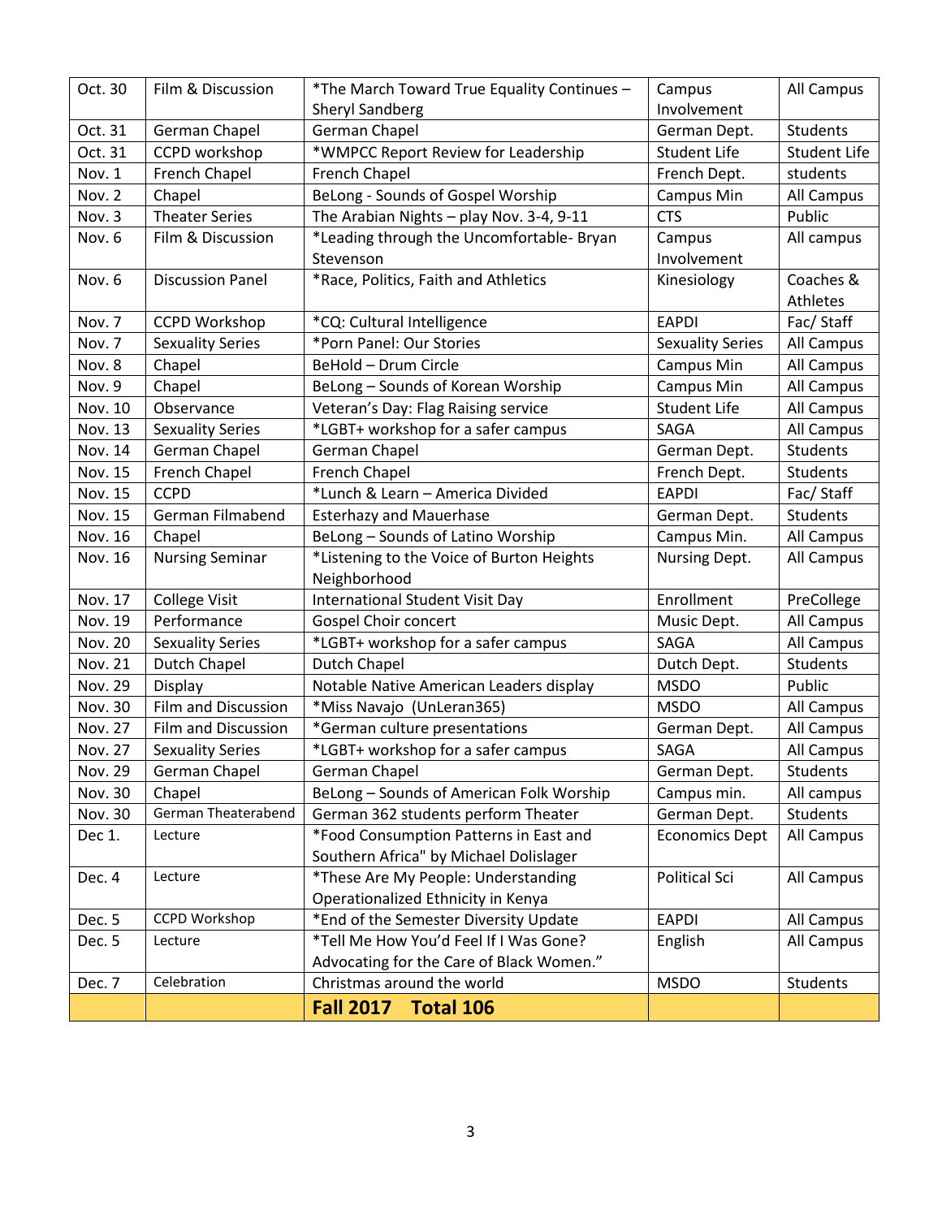| Oct. 30 | Film & Discussion | *The March Toward True Equality Continues – Sheryl Sandberg | Campus Involvement | All Campus |
|---|---|---|---|---|
| Oct. 31 | German Chapel | German Chapel | German Dept. | Students |
| Oct. 31 | CCPD workshop | *WMPCC Report Review for Leadership | Student Life | Student Life |
| Nov. 1 | French Chapel | French Chapel | French Dept. | students |
| Nov. 2 | Chapel | BeLong - Sounds of Gospel Worship | Campus Min | All Campus |
| Nov. 3 | Theater Series | The Arabian Nights – play Nov. 3-4, 9-11 | CTS | Public |
| Nov. 6 | Film & Discussion | *Leading through the Uncomfortable- Bryan Stevenson | Campus Involvement | All campus |
| Nov. 6 | Discussion Panel | *Race, Politics, Faith and Athletics | Kinesiology | Coaches & Athletes |
| Nov. 7 | CCPD Workshop | *CQ: Cultural Intelligence | EAPDI | Fac/ Staff |
| Nov. 7 | Sexuality Series | *Porn Panel: Our Stories | Sexuality Series | All Campus |
| Nov. 8 | Chapel | BeHold – Drum Circle | Campus Min | All Campus |
| Nov. 9 | Chapel | BeLong – Sounds of Korean Worship | Campus Min | All Campus |
| Nov. 10 | Observance | Veteran's Day: Flag Raising service | Student Life | All Campus |
| Nov. 13 | Sexuality Series | *LGBT+ workshop for a safer campus | SAGA | All Campus |
| Nov. 14 | German Chapel | German Chapel | German Dept. | Students |
| Nov. 15 | French Chapel | French Chapel | French Dept. | Students |
| Nov. 15 | CCPD | *Lunch & Learn – America Divided | EAPDI | Fac/ Staff |
| Nov. 15 | German Filmabend | Esterhazy and Mauerhase | German Dept. | Students |
| Nov. 16 | Chapel | BeLong – Sounds of Latino Worship | Campus Min. | All Campus |
| Nov. 16 | Nursing Seminar | *Listening to the Voice of Burton Heights Neighborhood | Nursing Dept. | All Campus |
| Nov. 17 | College Visit | International Student Visit Day | Enrollment | PreCollege |
| Nov. 19 | Performance | Gospel Choir concert | Music Dept. | All Campus |
| Nov. 20 | Sexuality Series | *LGBT+ workshop for a safer campus | SAGA | All Campus |
| Nov. 21 | Dutch Chapel | Dutch Chapel | Dutch Dept. | Students |
| Nov. 29 | Display | Notable Native American Leaders display | MSDO | Public |
| Nov. 30 | Film and Discussion | *Miss Navajo (UnLeran365) | MSDO | All Campus |
| Nov. 27 | Film and Discussion | *German culture presentations | German Dept. | All Campus |
| Nov. 27 | Sexuality Series | *LGBT+ workshop for a safer campus | SAGA | All Campus |
| Nov. 29 | German Chapel | German Chapel | German Dept. | Students |
| Nov. 30 | Chapel | BeLong – Sounds of American Folk Worship | Campus min. | All campus |
| Nov. 30 | German Theaterabend | German 362 students perform Theater | German Dept. | Students |
| Dec 1. | Lecture | *Food Consumption Patterns in East and Southern Africa" by Michael Dolislager | Economics Dept | All Campus |
| Dec. 4 | Lecture | *These Are My People: Understanding Operationalized Ethnicity in Kenya | Political Sci | All Campus |
| Dec. 5 | CCPD Workshop | *End of the Semester Diversity Update | EAPDI | All Campus |
| Dec. 5 | Lecture | *Tell Me How You'd Feel If I Was Gone? Advocating for the Care of Black Women." | English | All Campus |
| Dec. 7 | Celebration | Christmas around the world | MSDO | Students |
| | | **Fall 2017 Total 106** | | |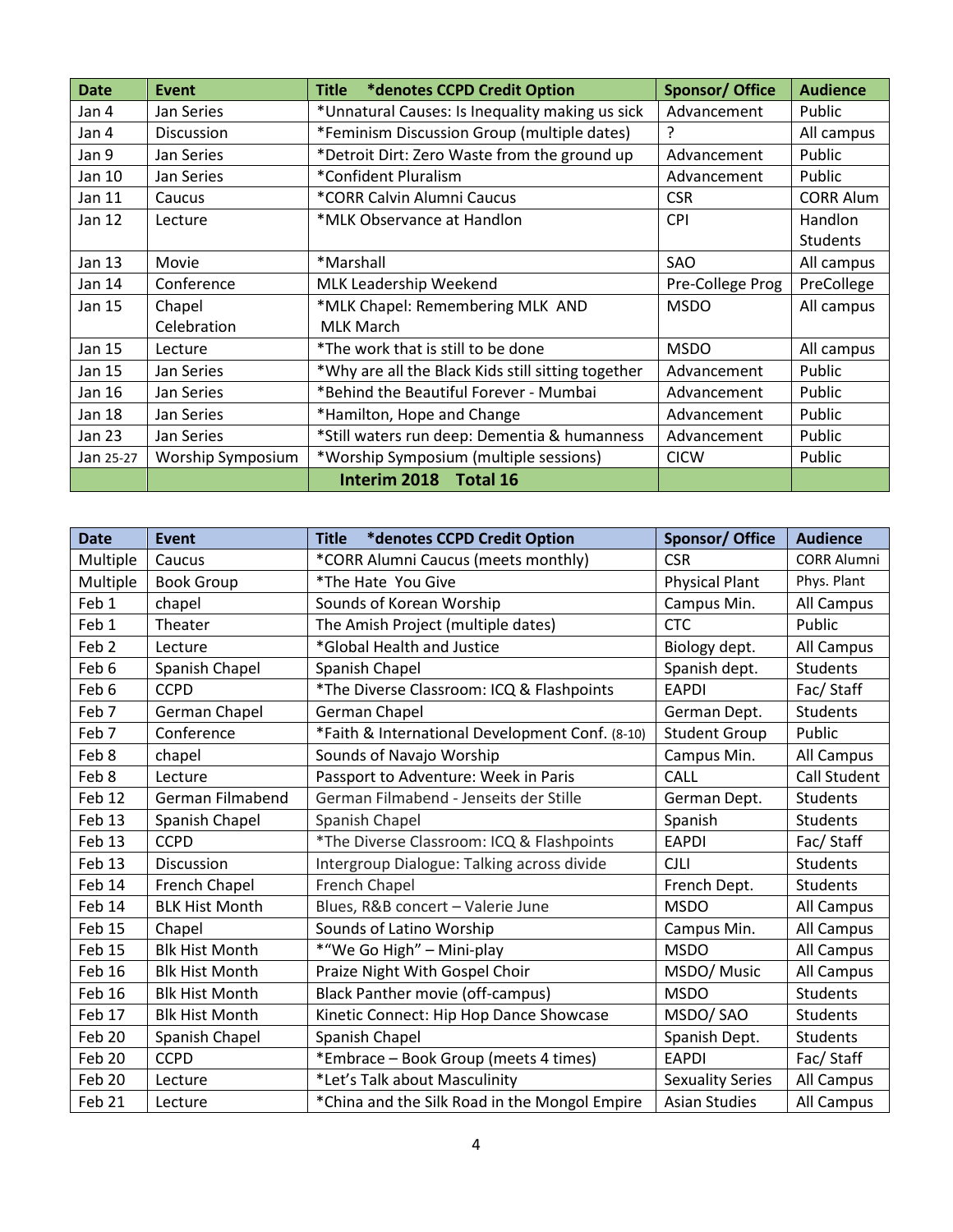| Date | Event | Title *denotes CCPD Credit Option | Sponsor/ Office | Audience |
|---|---|---|---|---|
| Jan 4 | Jan Series | *Unnatural Causes: Is Inequality making us sick | Advancement | Public |
| Jan 4 | Discussion | *Feminism Discussion Group (multiple dates) | ? | All campus |
| Jan 9 | Jan Series | *Detroit Dirt: Zero Waste from the ground up | Advancement | Public |
| Jan 10 | Jan Series | *Confident Pluralism | Advancement | Public |
| Jan 11 | Caucus | *CORR Calvin Alumni Caucus | CSR | CORR Alum |
| Jan 12 | Lecture | *MLK Observance at Handlon | CPI | Handlon Students |
| Jan 13 | Movie | *Marshall | SAO | All campus |
| Jan 14 | Conference | MLK Leadership Weekend | Pre-College Prog | PreCollege |
| Jan 15 | Chapel Celebration | *MLK Chapel: Remembering MLK AND MLK March | MSDO | All campus |
| Jan 15 | Lecture | *The work that is still to be done | MSDO | All campus |
| Jan 15 | Jan Series | *Why are all the Black Kids still sitting together | Advancement | Public |
| Jan 16 | Jan Series | *Behind the Beautiful Forever - Mumbai | Advancement | Public |
| Jan 18 | Jan Series | *Hamilton, Hope and Change | Advancement | Public |
| Jan 23 | Jan Series | *Still waters run deep: Dementia & humanness | Advancement | Public |
| Jan 25-27 | Worship Symposium | *Worship Symposium (multiple sessions) | CICW | Public |
| | | **Interim 2018 Total 16** | | |

| Date | Event | Title *denotes CCPD Credit Option | Sponsor/ Office | Audience |
|---|---|---|---|---|
| Multiple | Caucus | *CORR Alumni Caucus (meets monthly) | CSR | CORR Alumni |
| Multiple | Book Group | *The Hate You Give | Physical Plant | Phys. Plant |
| Feb 1 | chapel | Sounds of Korean Worship | Campus Min. | All Campus |
| Feb 1 | Theater | The Amish Project (multiple dates) | CTC | Public |
| Feb 2 | Lecture | *Global Health and Justice | Biology dept. | All Campus |
| Feb 6 | Spanish Chapel | Spanish Chapel | Spanish dept. | Students |
| Feb 6 | CCPD | *The Diverse Classroom: ICQ & Flashpoints | EAPDI | Fac/ Staff |
| Feb 7 | German Chapel | German Chapel | German Dept. | Students |
| Feb 7 | Conference | *Faith & International Development Conf. (8-10) | Student Group | Public |
| Feb 8 | chapel | Sounds of Navajo Worship | Campus Min. | All Campus |
| Feb 8 | Lecture | Passport to Adventure: Week in Paris | CALL | Call Student |
| Feb 12 | German Filmabend | German Filmabend - Jenseits der Stille | German Dept. | Students |
| Feb 13 | Spanish Chapel | Spanish Chapel | Spanish | Students |
| Feb 13 | CCPD | *The Diverse Classroom: ICQ & Flashpoints | EAPDI | Fac/ Staff |
| Feb 13 | Discussion | Intergroup Dialogue: Talking across divide | CJLI | Students |
| Feb 14 | French Chapel | French Chapel | French Dept. | Students |
| Feb 14 | BLK Hist Month | Blues, R&B concert – Valerie June | MSDO | All Campus |
| Feb 15 | Chapel | Sounds of Latino Worship | Campus Min. | All Campus |
| Feb 15 | Blk Hist Month | *"We Go High" – Mini-play | MSDO | All Campus |
| Feb 16 | Blk Hist Month | Praize Night With Gospel Choir | MSDO/ Music | All Campus |
| Feb 16 | Blk Hist Month | Black Panther movie (off-campus) | MSDO | Students |
| Feb 17 | Blk Hist Month | Kinetic Connect: Hip Hop Dance Showcase | MSDO/ SAO | Students |
| Feb 20 | Spanish Chapel | Spanish Chapel | Spanish Dept. | Students |
| Feb 20 | CCPD | *Embrace – Book Group (meets 4 times) | EAPDI | Fac/ Staff |
| Feb 20 | Lecture | *Let's Talk about Masculinity | Sexuality Series | All Campus |
| Feb 21 | Lecture | *China and the Silk Road in the Mongol Empire | Asian Studies | All Campus |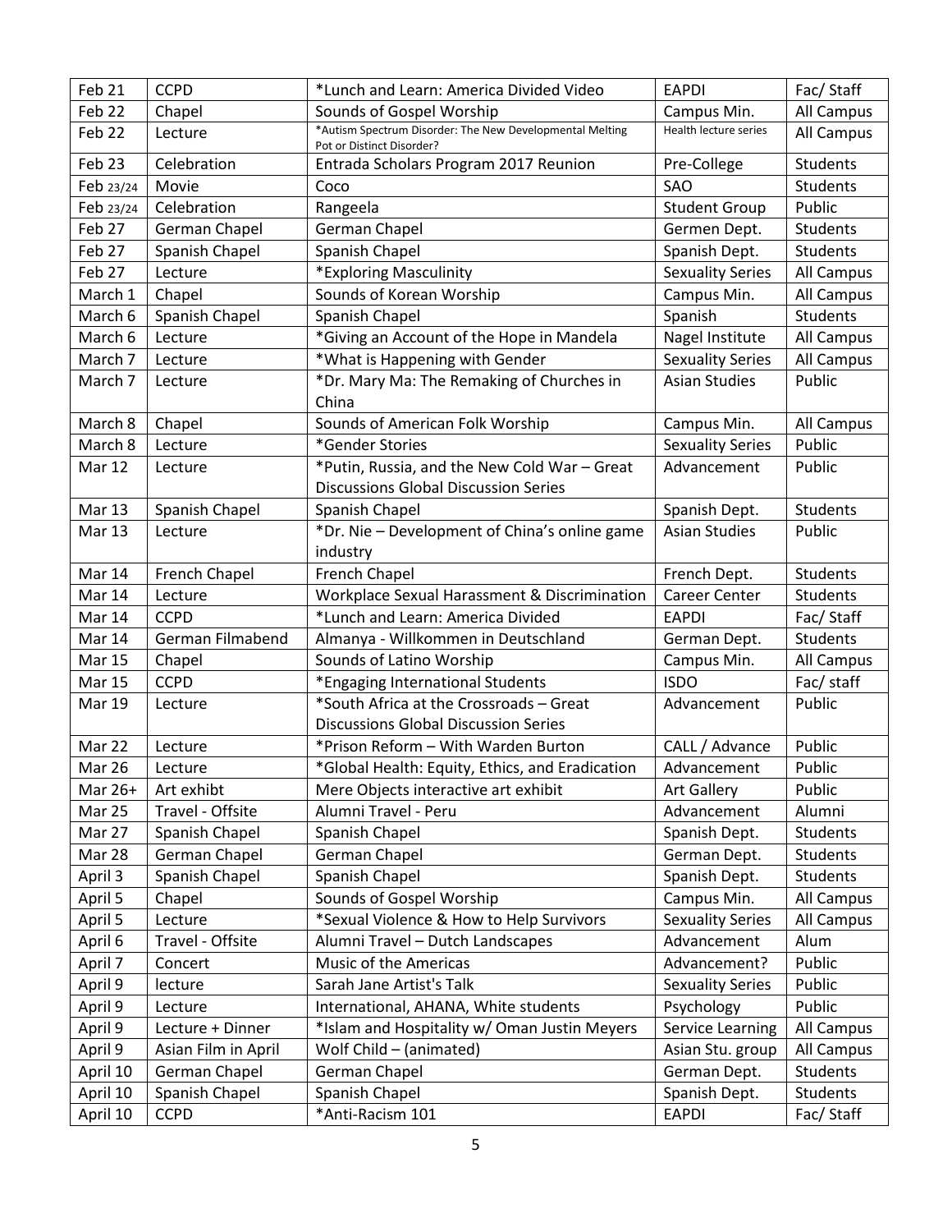| Feb 21 | CCPD | *Lunch and Learn: America Divided Video | EAPDI | Fac/ Staff |
|---|---|---|---|---|
| Feb 22 | Chapel | Sounds of Gospel Worship | Campus Min. | All Campus |
| Feb 22 | Lecture | *Autism Spectrum Disorder: The New Developmental Melting Pot or Distinct Disorder? | Health lecture series | All Campus |
| Feb 23 | Celebration | Entrada Scholars Program 2017 Reunion | Pre-College | Students |
| Feb 23/24 | Movie | Coco | SAO | Students |
| Feb 23/24 | Celebration | Rangeela | Student Group | Public |
| Feb 27 | German Chapel | German Chapel | Germen Dept. | Students |
| Feb 27 | Spanish Chapel | Spanish Chapel | Spanish Dept. | Students |
| Feb 27 | Lecture | *Exploring Masculinity | Sexuality Series | All Campus |
| March 1 | Chapel | Sounds of Korean Worship | Campus Min. | All Campus |
| March 6 | Spanish Chapel | Spanish Chapel | Spanish | Students |
| March 6 | Lecture | *Giving an Account of the Hope in Mandela | Nagel Institute | All Campus |
| March 7 | Lecture | *What is Happening with Gender | Sexuality Series | All Campus |
| March 7 | Lecture | *Dr. Mary Ma: The Remaking of Churches in China | Asian Studies | Public |
| March 8 | Chapel | Sounds of American Folk Worship | Campus Min. | All Campus |
| March 8 | Lecture | *Gender Stories | Sexuality Series | Public |
| Mar 12 | Lecture | *Putin, Russia, and the New Cold War – Great Discussions Global Discussion Series | Advancement | Public |
| Mar 13 | Spanish Chapel | Spanish Chapel | Spanish Dept. | Students |
| Mar 13 | Lecture | *Dr. Nie – Development of China's online game industry | Asian Studies | Public |
| Mar 14 | French Chapel | French Chapel | French Dept. | Students |
| Mar 14 | Lecture | Workplace Sexual Harassment & Discrimination | Career Center | Students |
| Mar 14 | CCPD | *Lunch and Learn: America Divided | EAPDI | Fac/ Staff |
| Mar 14 | German Filmabend | Almanya - Willkommen in Deutschland | German Dept. | Students |
| Mar 15 | Chapel | Sounds of Latino Worship | Campus Min. | All Campus |
| Mar 15 | CCPD | *Engaging International Students | ISDO | Fac/ staff |
| Mar 19 | Lecture | *South Africa at the Crossroads – Great Discussions Global Discussion Series | Advancement | Public |
| Mar 22 | Lecture | *Prison Reform – With Warden Burton | CALL / Advance | Public |
| Mar 26 | Lecture | *Global Health: Equity, Ethics, and Eradication | Advancement | Public |
| Mar 26+ | Art exhibt | Mere Objects interactive art exhibit | Art Gallery | Public |
| Mar 25 | Travel - Offsite | Alumni Travel - Peru | Advancement | Alumni |
| Mar 27 | Spanish Chapel | Spanish Chapel | Spanish Dept. | Students |
| Mar 28 | German Chapel | German Chapel | German Dept. | Students |
| April 3 | Spanish Chapel | Spanish Chapel | Spanish Dept. | Students |
| April 5 | Chapel | Sounds of Gospel Worship | Campus Min. | All Campus |
| April 5 | Lecture | *Sexual Violence & How to Help Survivors | Sexuality Series | All Campus |
| April 6 | Travel - Offsite | Alumni Travel – Dutch Landscapes | Advancement | Alum |
| April 7 | Concert | Music of the Americas | Advancement? | Public |
| April 9 | lecture | Sarah Jane Artist's Talk | Sexuality Series | Public |
| April 9 | Lecture | International, AHANA, White students | Psychology | Public |
| April 9 | Lecture + Dinner | *Islam and Hospitality w/ Oman Justin Meyers | Service Learning | All Campus |
| April 9 | Asian Film in April | Wolf Child – (animated) | Asian Stu. group | All Campus |
| April 10 | German Chapel | German Chapel | German Dept. | Students |
| April 10 | Spanish Chapel | Spanish Chapel | Spanish Dept. | Students |
| April 10 | CCPD | *Anti-Racism 101 | EAPDI | Fac/ Staff |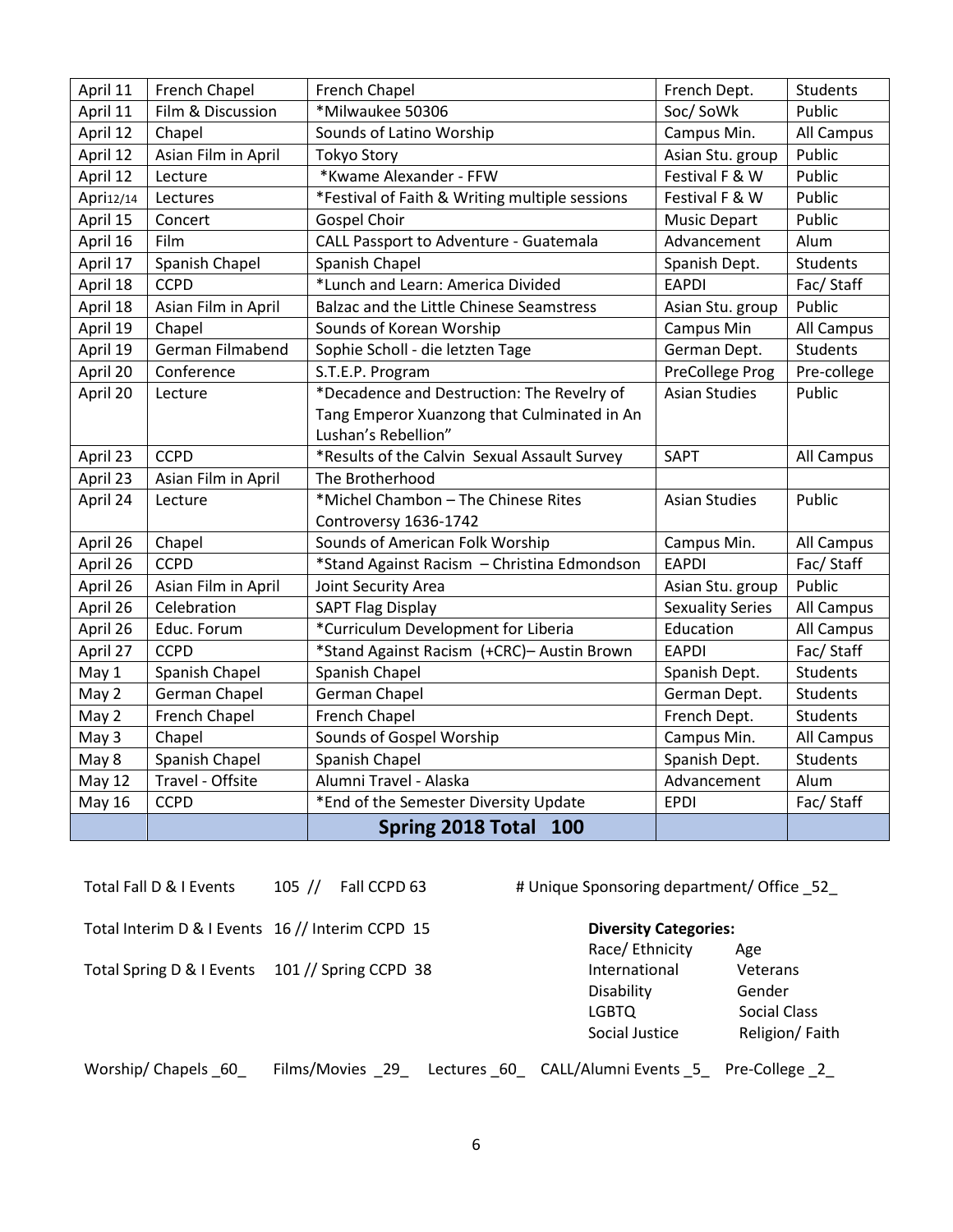| | | | | |
|---|---|---|---|---|
| April 11 | French Chapel | French Chapel | French Dept. | Students |
| April 11 | Film & Discussion | *Milwaukee 50306 | Soc/ SoWk | Public |
| April 12 | Chapel | Sounds of Latino Worship | Campus Min. | All Campus |
| April 12 | Asian Film in April | Tokyo Story | Asian Stu. group | Public |
| April 12 | Lecture | *Kwame Alexander - FFW | Festival F & W | Public |
| Apri12/14 | Lectures | *Festival of Faith & Writing multiple sessions | Festival F & W | Public |
| April 15 | Concert | Gospel Choir | Music Depart | Public |
| April 16 | Film | CALL Passport to Adventure - Guatemala | Advancement | Alum |
| April 17 | Spanish Chapel | Spanish Chapel | Spanish Dept. | Students |
| April 18 | CCPD | *Lunch and Learn: America Divided | EAPDI | Fac/ Staff |
| April 18 | Asian Film in April | Balzac and the Little Chinese Seamstress | Asian Stu. group | Public |
| April 19 | Chapel | Sounds of Korean Worship | Campus Min | All Campus |
| April 19 | German Filmabend | Sophie Scholl - die letzten Tage | German Dept. | Students |
| April 20 | Conference | S.T.E.P. Program | PreCollege Prog | Pre-college |
| April 20 | Lecture | *Decadence and Destruction: The Revelry of Tang Emperor Xuanzong that Culminated in An Lushan's Rebellion" | Asian Studies | Public |
| April 23 | CCPD | *Results of the Calvin Sexual Assault Survey | SAPT | All Campus |
| April 23 | Asian Film in April | The Brotherhood | | |
| April 24 | Lecture | *Michel Chambon – The Chinese Rites Controversy 1636-1742 | Asian Studies | Public |
| April 26 | Chapel | Sounds of American Folk Worship | Campus Min. | All Campus |
| April 26 | CCPD | *Stand Against Racism – Christina Edmondson | EAPDI | Fac/ Staff |
| April 26 | Asian Film in April | Joint Security Area | Asian Stu. group | Public |
| April 26 | Celebration | SAPT Flag Display | Sexuality Series | All Campus |
| April 26 | Educ. Forum | *Curriculum Development for Liberia | Education | All Campus |
| April 27 | CCPD | *Stand Against Racism (+CRC)– Austin Brown | EAPDI | Fac/ Staff |
| May 1 | Spanish Chapel | Spanish Chapel | Spanish Dept. | Students |
| May 2 | German Chapel | German Chapel | German Dept. | Students |
| May 2 | French Chapel | French Chapel | French Dept. | Students |
| May 3 | Chapel | Sounds of Gospel Worship | Campus Min. | All Campus |
| May 8 | Spanish Chapel | Spanish Chapel | Spanish Dept. | Students |
| May 12 | Travel - Offsite | Alumni Travel - Alaska | Advancement | Alum |
| May 16 | CCPD | *End of the Semester Diversity Update | EPDI | Fac/ Staff |
| | | **Spring 2018 Total 100** | | |

Total Fall D & I Events 105 // Fall CCPD 63

Total Interim D & I Events 16 // Interim CCPD 15

Total Spring D & I Events 101 // Spring CCPD 38

# Unique Sponsoring department/ Office _52_

**Diversity Categories:**

| | |
|---|---|
| Race/ Ethnicity | Age |
| International | Veterans |
| Disability | Gender |
| LGBTQ | Social Class |
| Social Justice | Religion/ Faith |

Worship/ Chapels _60_ Films/Movies _29_ Lectures _60_ CALL/Alumni Events _5_ Pre-College _2_